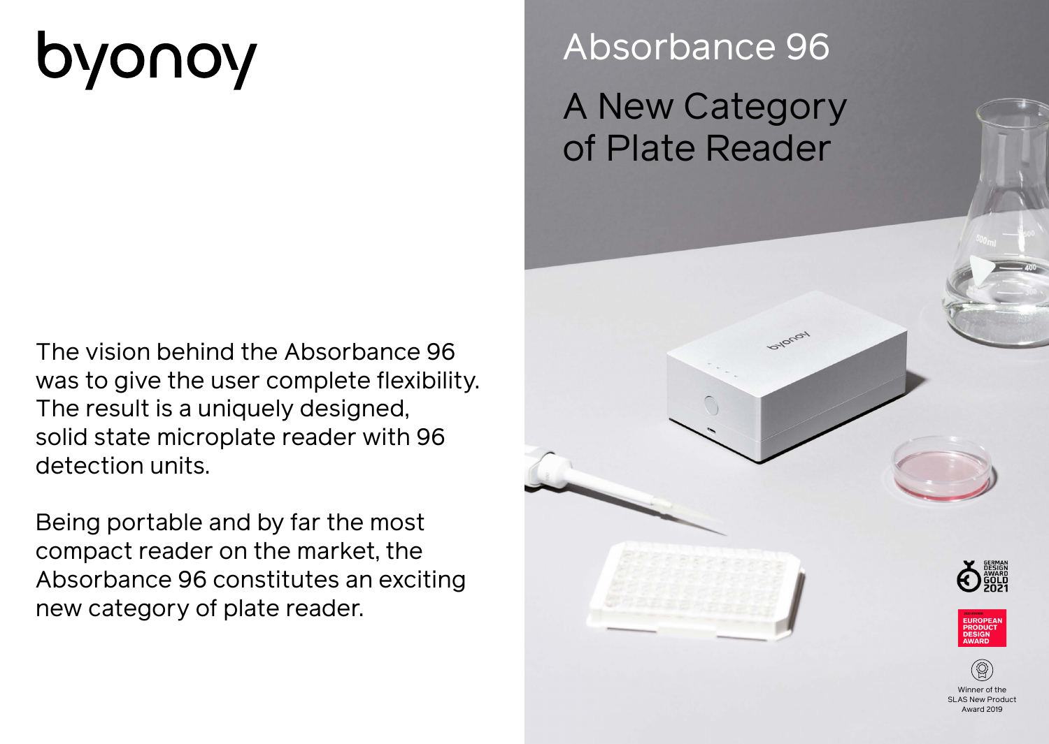byonoy

# Absorbance 96

## A New Category of Plate Reader

The vision behind the Absorbance 96 was to give the user complete flexibility. The result is a uniquely designed, solid state microplate reader with 96 detection units.

Being portable and by far the most compact reader on the market, the Absorbance 96 constitutes an exciting new category of plate reader.

GERMAN DESIGN AWARD GOLD 2021

EUROPEAN PRODUCT DESIGN AWARD

Winner of the SLAS New Product Award 2019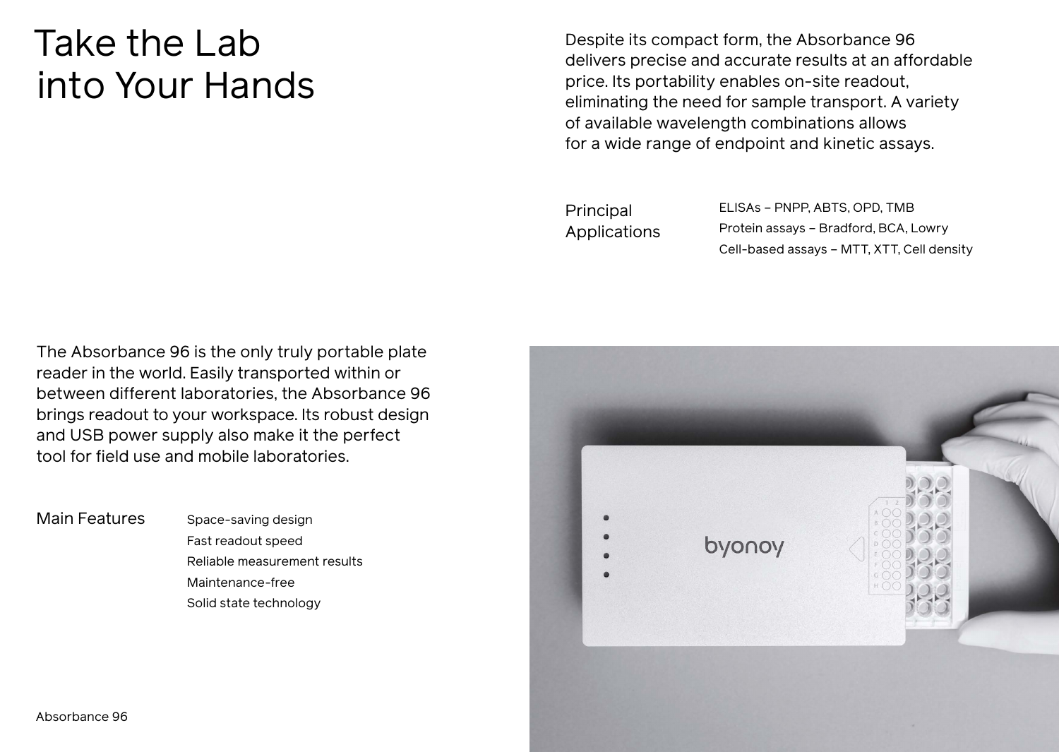# Take the Lab into Your Hands

Despite its compact form, the Absorbance 96 delivers precise and accurate results at an affordable price. Its portability enables on-site readout, eliminating the need for sample transport. A variety of available wavelength combinations allows for a wide range of endpoint and kinetic assays.

**Principal Applications**

- ELISAs – PNPP, ABTS, OPD, TMB
- Protein assays – Bradford, BCA, Lowry
- Cell-based assays – MTT, XTT, Cell density

The Absorbance 96 is the only truly portable plate reader in the world. Easily transported within or between different laboratories, the Absorbance 96 brings readout to your workspace. Its robust design and USB power supply also make it the perfect tool for field use and mobile laboratories.

**Main Features**

- Space-saving design
- Fast readout speed
- Reliable measurement results
- Maintenance-free
- Solid state technology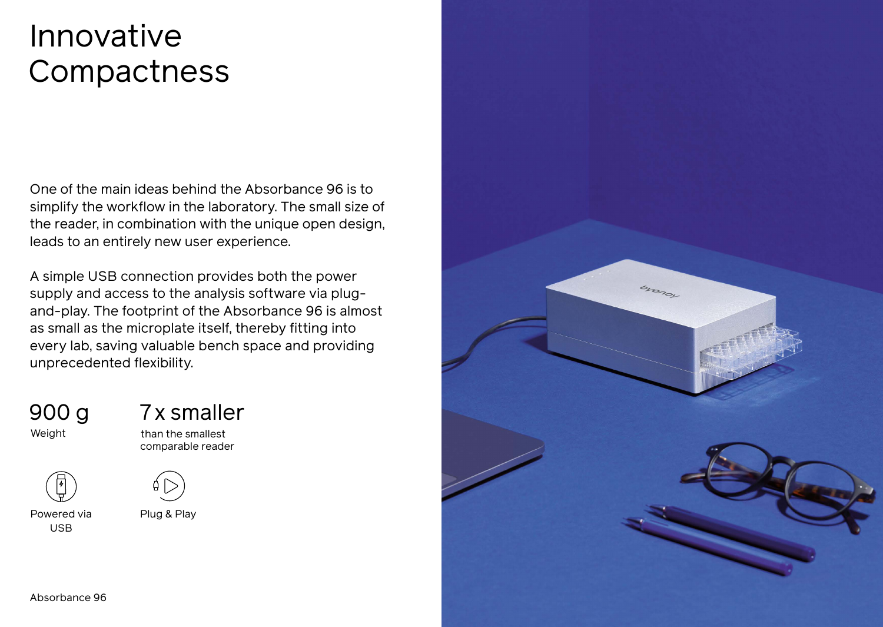# Innovative Compactness

One of the main ideas behind the Absorbance 96 is to simplify the workflow in the laboratory. The small size of the reader, in combination with the unique open design, leads to an entirely new user experience.

A simple USB connection provides both the power supply and access to the analysis software via plug-and-play. The footprint of the Absorbance 96 is almost as small as the microplate itself, thereby fitting into every lab, saving valuable bench space and providing unprecedented flexibility.

**900 g**
Weight

**7 x smaller**
than the smallest comparable reader

Powered via USB

Plug & Play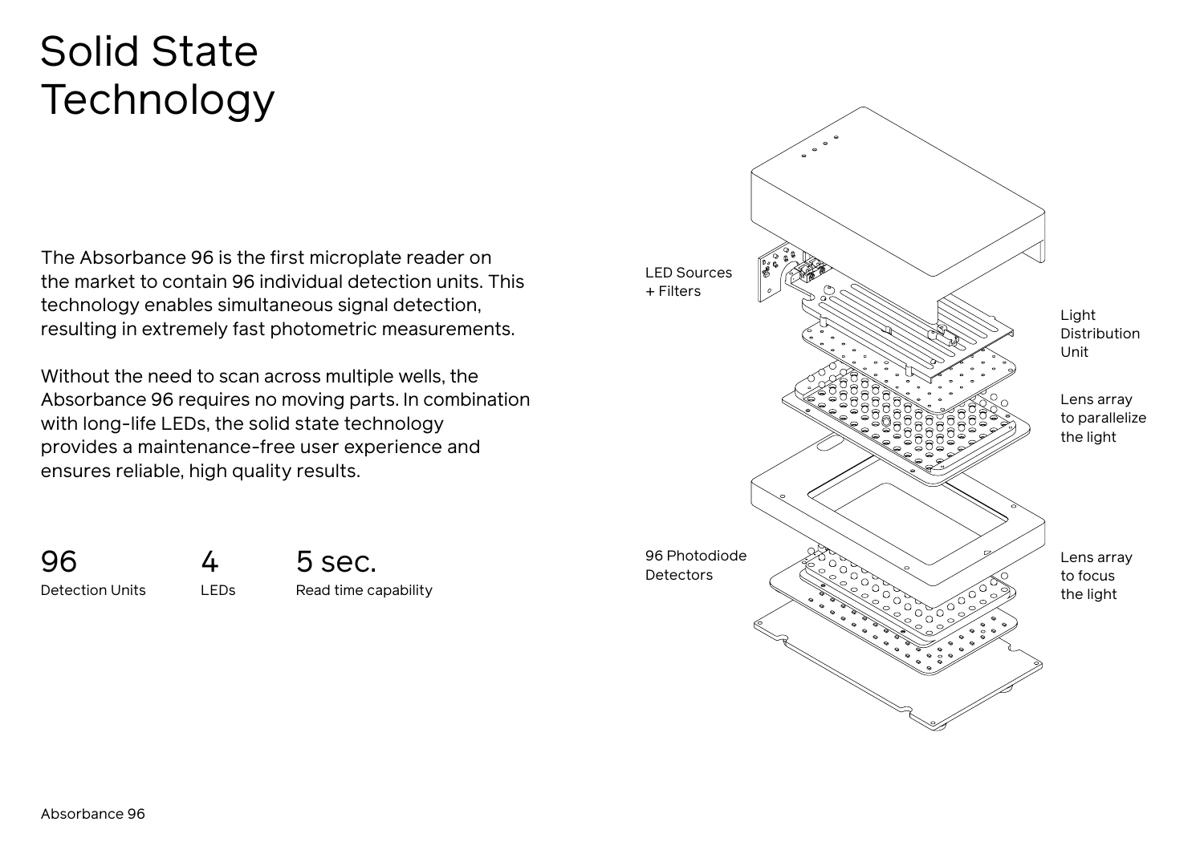# Solid State Technology

The Absorbance 96 is the first microplate reader on the market to contain 96 individual detection units. This technology enables simultaneous signal detection, resulting in extremely fast photometric measurements.

Without the need to scan across multiple wells, the Absorbance 96 requires no moving parts. In combination with long-life LEDs, the solid state technology provides a maintenance-free user experience and ensures reliable, high quality results.

| 96 | 4 | 5 sec. |
| --- | --- | --- |
| Detection Units | LEDs | Read time capability |

LED Sources + Filters

Light Distribution Unit

Lens array to parallelize the light

96 Photodiode Detectors

Lens array to focus the light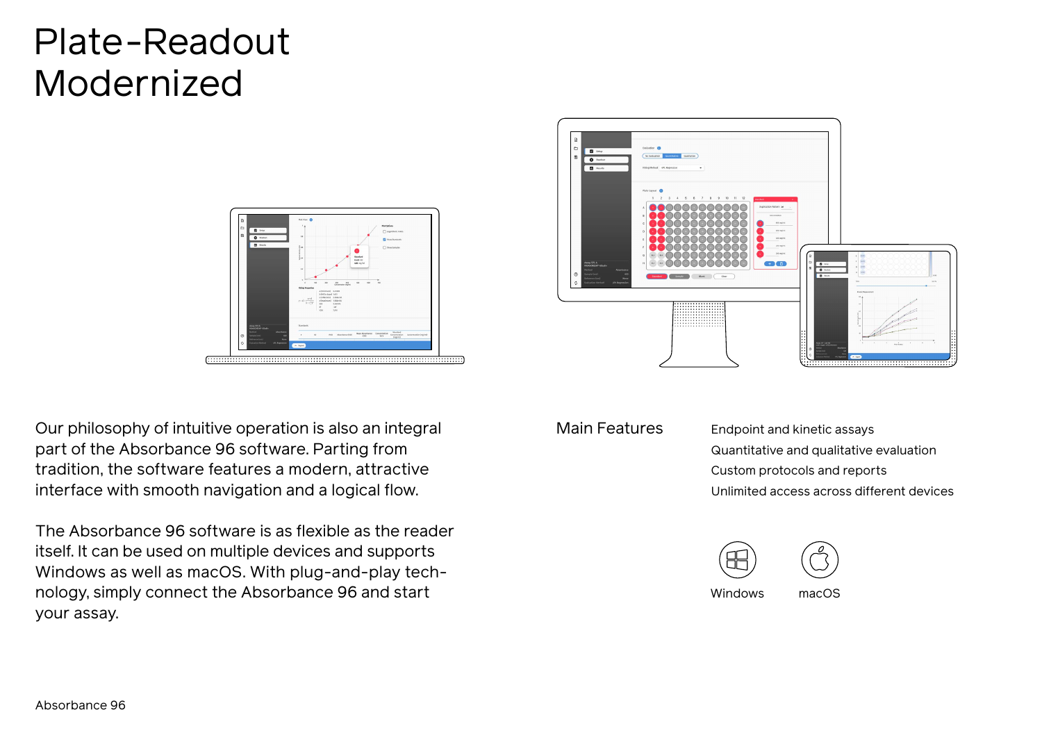# Plate-Readout Modernized

Our philosophy of intuitive operation is also an integral part of the Absorbance 96 software. Parting from tradition, the software features a modern, attractive interface with smooth navigation and a logical flow.

The Absorbance 96 software is as flexible as the reader itself. It can be used on multiple devices and supports Windows as well as macOS. With plug-and-play tech-nology, simply connect the Absorbance 96 and start your assay.

## Main Features

- Endpoint and kinetic assays
- Quantitative and qualitative evaluation
- Custom protocols and reports
- Unlimited access across different devices

Windows    macOS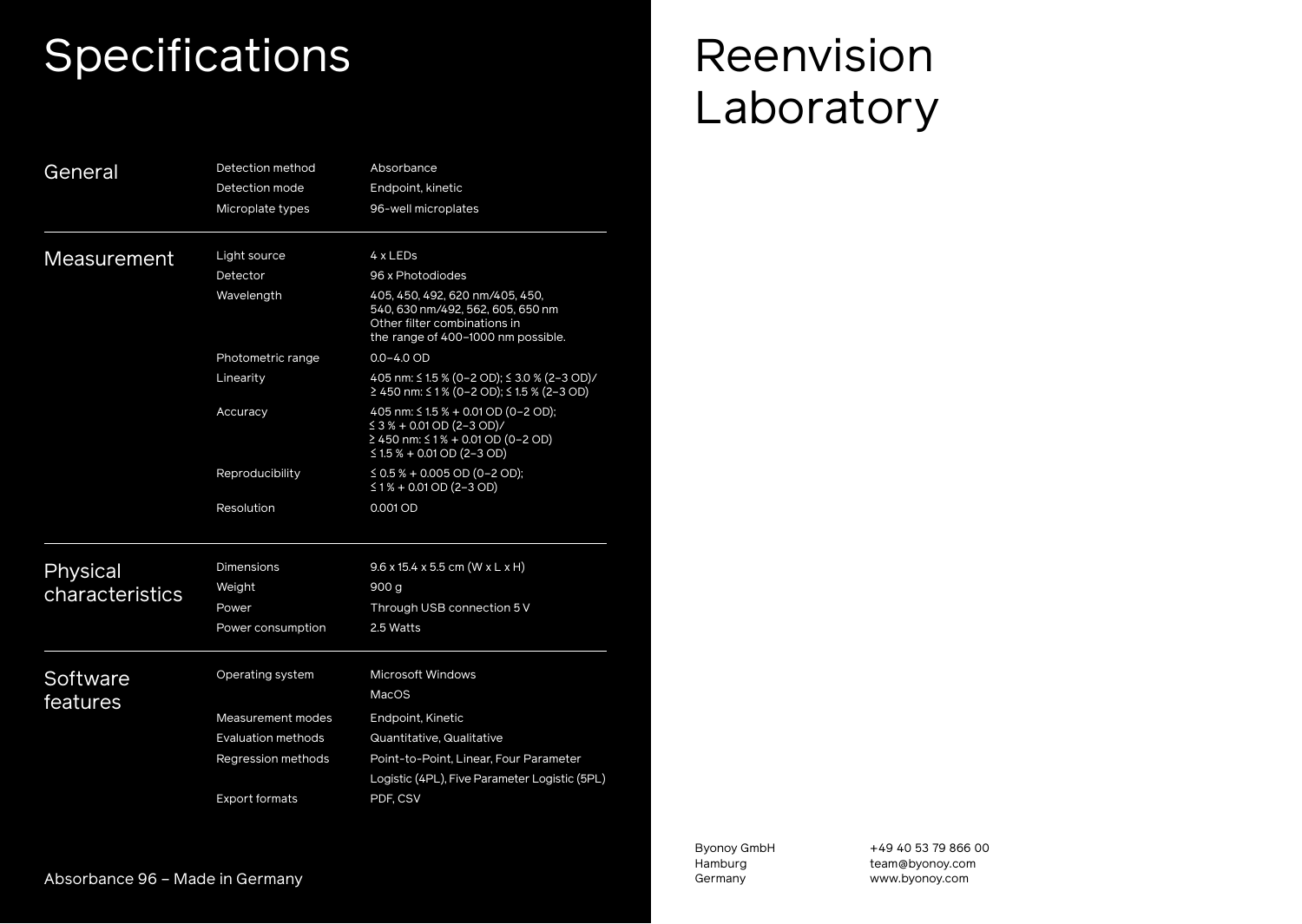# Specifications

| | | |
|---|---|---|
| General | Detection method | Absorbance |
| | Detection mode | Endpoint, kinetic |
| | Microplate types | 96-well microplates |
| Measurement | Light source | 4 x LEDs |
| | Detector | 96 x Photodiodes |
| | Wavelength | 405, 450, 492, 620 nm/405, 450, 540, 630 nm/492, 562, 605, 650 nm Other filter combinations in the range of 400–1000 nm possible. |
| | Photometric range | 0.0–4.0 OD |
| | Linearity | 405 nm: ≤ 1.5 % (0–2 OD); ≤ 3.0 % (2–3 OD)/ ≥ 450 nm: ≤ 1 % (0–2 OD); ≤ 1.5 % (2–3 OD) |
| | Accuracy | 405 nm: ≤ 1.5 % + 0.01 OD (0–2 OD); ≤ 3 % + 0.01 OD (2–3 OD)/ ≥ 450 nm: ≤ 1 % + 0.01 OD (0–2 OD) ≤ 1.5 % + 0.01 OD (2–3 OD) |
| | Reproducibility | ≤ 0.5 % + 0.005 OD (0–2 OD); ≤ 1 % + 0.01 OD (2–3 OD) |
| | Resolution | 0.001 OD |
| Physical characteristics | Dimensions | 9.6 x 15.4 x 5.5 cm (W x L x H) |
| | Weight | 900 g |
| | Power | Through USB connection 5 V |
| | Power consumption | 2.5 Watts |
| Software features | Operating system | Microsoft Windows<br>MacOS |
| | Measurement modes | Endpoint, Kinetic |
| | Evaluation methods | Quantitative, Qualitative |
| | Regression methods | Point-to-Point, Linear, Four Parameter Logistic (4PL), Five Parameter Logistic (5PL) |
| | Export formats | PDF, CSV |

Absorbance 96 – Made in Germany

# Reenvision Laboratory

Byonoy GmbH
Hamburg
Germany

+49 40 53 79 866 00
team@byonoy.com
www.byonoy.com